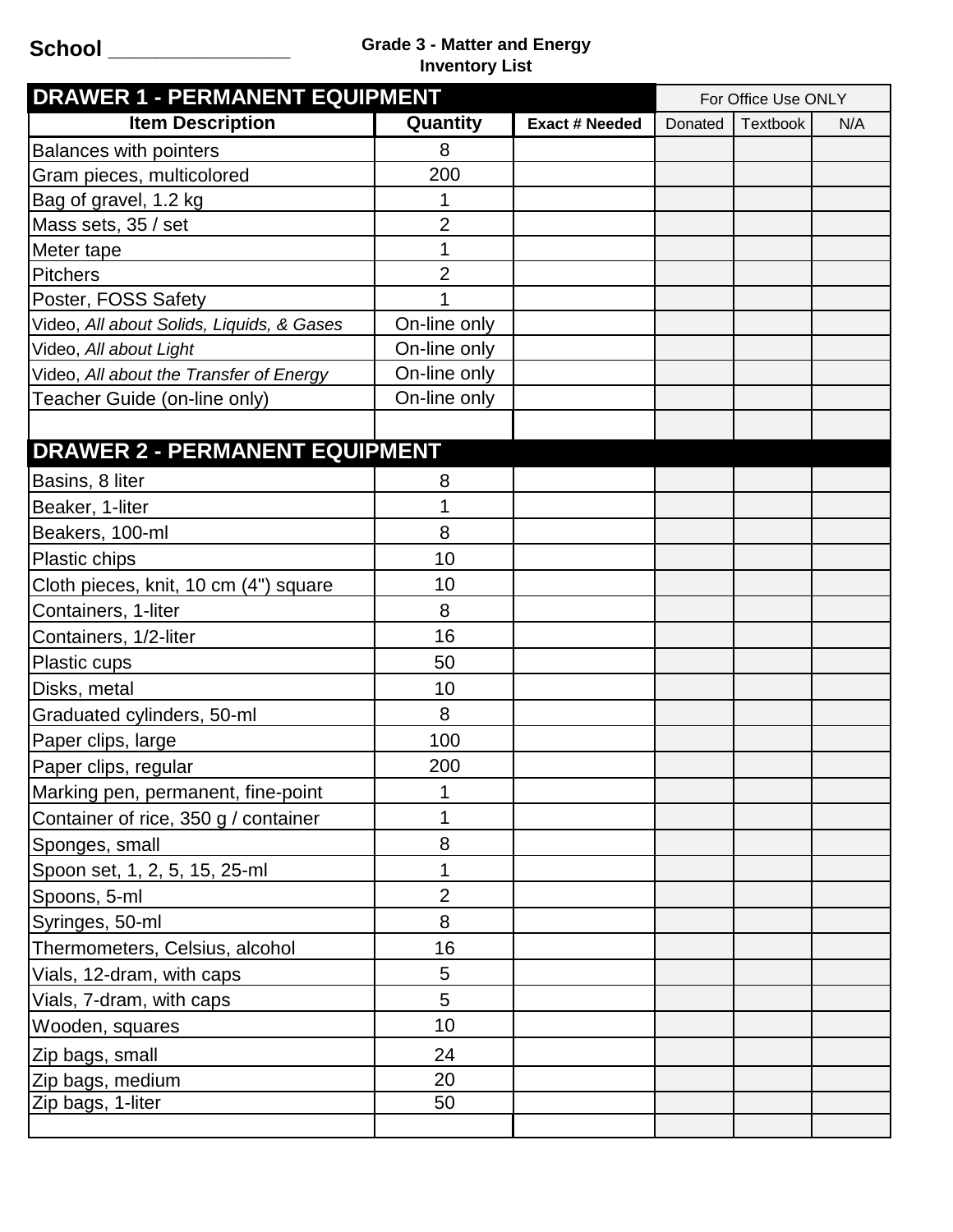School _______________

**Grade 3 - Matter and Energy**
**Inventory List**

| DRAWER 1 - PERMANENT EQUIPMENT | | | For Office Use ONLY | | |
|---|---|---|---|---|---|
| **Item Description** | **Quantity** | **Exact # Needed** | Donated | Textbook | N/A |
| Balances with pointers | 8 | | | | |
| Gram pieces, multicolored | 200 | | | | |
| Bag of gravel, 1.2 kg | 1 | | | | |
| Mass sets, 35 / set | 2 | | | | |
| Meter tape | 1 | | | | |
| Pitchers | 2 | | | | |
| Poster, FOSS Safety | 1 | | | | |
| Video, *All about Solids, Liquids, & Gases* | On-line only | | | | |
| Video, *All about Light* | On-line only | | | | |
| Video, *All about the Transfer of Energy* | On-line only | | | | |
| Teacher Guide (on-line only) | On-line only | | | | |
| | | | | | |
| **DRAWER 2 - PERMANENT EQUIPMENT** | | | | | |
| Basins, 8 liter | 8 | | | | |
| Beaker, 1-liter | 1 | | | | |
| Beakers, 100-ml | 8 | | | | |
| Plastic chips | 10 | | | | |
| Cloth pieces, knit, 10 cm (4") square | 10 | | | | |
| Containers, 1-liter | 8 | | | | |
| Containers, 1/2-liter | 16 | | | | |
| Plastic cups | 50 | | | | |
| Disks, metal | 10 | | | | |
| Graduated cylinders, 50-ml | 8 | | | | |
| Paper clips, large | 100 | | | | |
| Paper clips, regular | 200 | | | | |
| Marking pen, permanent, fine-point | 1 | | | | |
| Container of rice, 350 g / container | 1 | | | | |
| Sponges, small | 8 | | | | |
| Spoon set, 1, 2, 5, 15, 25-ml | 1 | | | | |
| Spoons, 5-ml | 2 | | | | |
| Syringes, 50-ml | 8 | | | | |
| Thermometers, Celsius, alcohol | 16 | | | | |
| Vials, 12-dram, with caps | 5 | | | | |
| Vials, 7-dram, with caps | 5 | | | | |
| Wooden, squares | 10 | | | | |
| Zip bags, small | 24 | | | | |
| Zip bags, medium | 20 | | | | |
| Zip bags, 1-liter | 50 | | | | |
| | | | | | |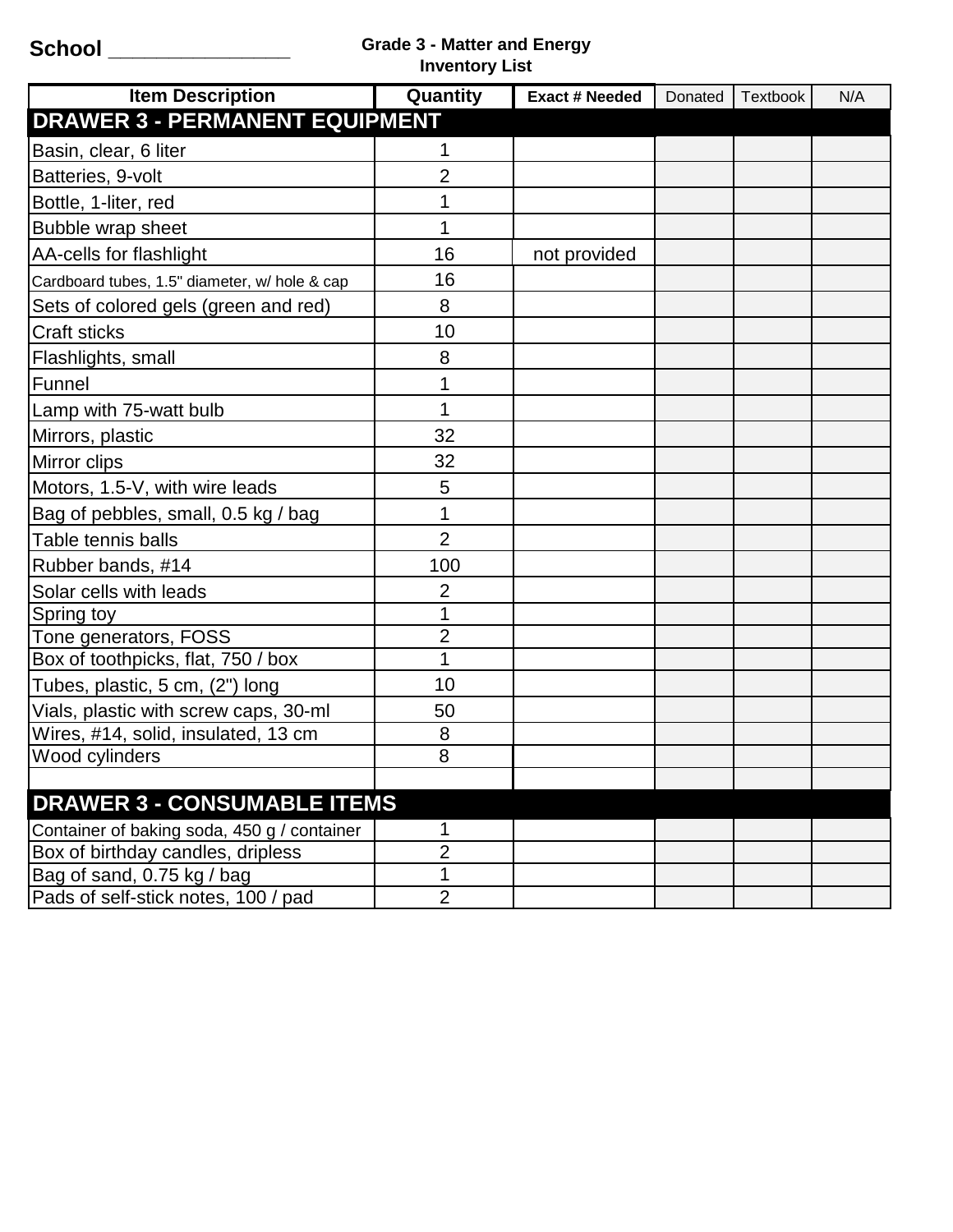School _______________

**Grade 3 - Matter and Energy**
**Inventory List**

| Item Description | Quantity | Exact # Needed | Donated | Textbook | N/A |
|---|---|---|---|---|---|
| **DRAWER 3 - PERMANENT EQUIPMENT** | | | | | |
| Basin, clear, 6 liter | 1 | | | | |
| Batteries, 9-volt | 2 | | | | |
| Bottle, 1-liter, red | 1 | | | | |
| Bubble wrap sheet | 1 | | | | |
| AA-cells for flashlight | 16 | not provided | | | |
| Cardboard tubes, 1.5" diameter, w/ hole & cap | 16 | | | | |
| Sets of colored gels (green and red) | 8 | | | | |
| Craft sticks | 10 | | | | |
| Flashlights, small | 8 | | | | |
| Funnel | 1 | | | | |
| Lamp with 75-watt bulb | 1 | | | | |
| Mirrors, plastic | 32 | | | | |
| Mirror clips | 32 | | | | |
| Motors, 1.5-V, with wire leads | 5 | | | | |
| Bag of pebbles, small, 0.5 kg / bag | 1 | | | | |
| Table tennis balls | 2 | | | | |
| Rubber bands, #14 | 100 | | | | |
| Solar cells with leads | 2 | | | | |
| Spring toy | 1 | | | | |
| Tone generators, FOSS | 2 | | | | |
| Box of toothpicks, flat, 750 / box | 1 | | | | |
| Tubes, plastic, 5 cm, (2") long | 10 | | | | |
| Vials, plastic with screw caps, 30-ml | 50 | | | | |
| Wires, #14, solid, insulated, 13 cm | 8 | | | | |
| Wood cylinders | 8 | | | | |
| | | | | | |
| **DRAWER 3 - CONSUMABLE ITEMS** | | | | | |
| Container of baking soda, 450 g / container | 1 | | | | |
| Box of birthday candles, dripless | 2 | | | | |
| Bag of sand, 0.75 kg / bag | 1 | | | | |
| Pads of self-stick notes, 100 / pad | 2 | | | | |